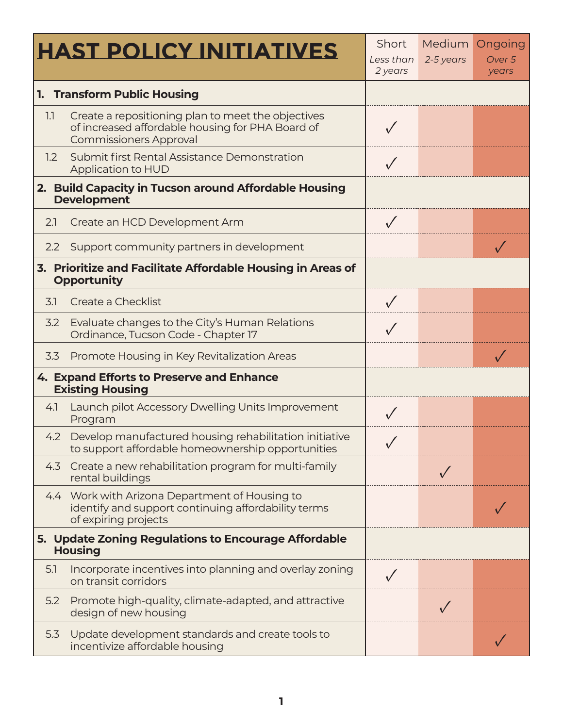| HAST POLICY INITIATIVES | Short<br>*Less than 2 years* | Medium<br>*2-5 years* | Ongoing<br>*Over 5 years* |
|---|---|---|---|
| **1. Transform Public Housing** | | | |
| 1.1 Create a repositioning plan to meet the objectives of increased affordable housing for PHA Board of Commissioners Approval | ✓ | | |
| 1.2 Submit first Rental Assistance Demonstration Application to HUD | ✓ | | |
| **2. Build Capacity in Tucson around Affordable Housing Development** | | | |
| 2.1 Create an HCD Development Arm | ✓ | | |
| 2.2 Support community partners in development | | | ✓ |
| **3. Prioritize and Facilitate Affordable Housing in Areas of Opportunity** | | | |
| 3.1 Create a Checklist | ✓ | | |
| 3.2 Evaluate changes to the City's Human Relations Ordinance, Tucson Code - Chapter 17 | ✓ | | |
| 3.3 Promote Housing in Key Revitalization Areas | | | ✓ |
| **4. Expand Efforts to Preserve and Enhance Existing Housing** | | | |
| 4.1 Launch pilot Accessory Dwelling Units Improvement Program | ✓ | | |
| 4.2 Develop manufactured housing rehabilitation initiative to support affordable homeownership opportunities | ✓ | | |
| 4.3 Create a new rehabilitation program for multi-family rental buildings | | ✓ | |
| 4.4 Work with Arizona Department of Housing to identify and support continuing affordability terms of expiring projects | | | ✓ |
| **5. Update Zoning Regulations to Encourage Affordable Housing** | | | |
| 5.1 Incorporate incentives into planning and overlay zoning on transit corridors | ✓ | | |
| 5.2 Promote high-quality, climate-adapted, and attractive design of new housing | | ✓ | |
| 5.3 Update development standards and create tools to incentivize affordable housing | | | ✓ |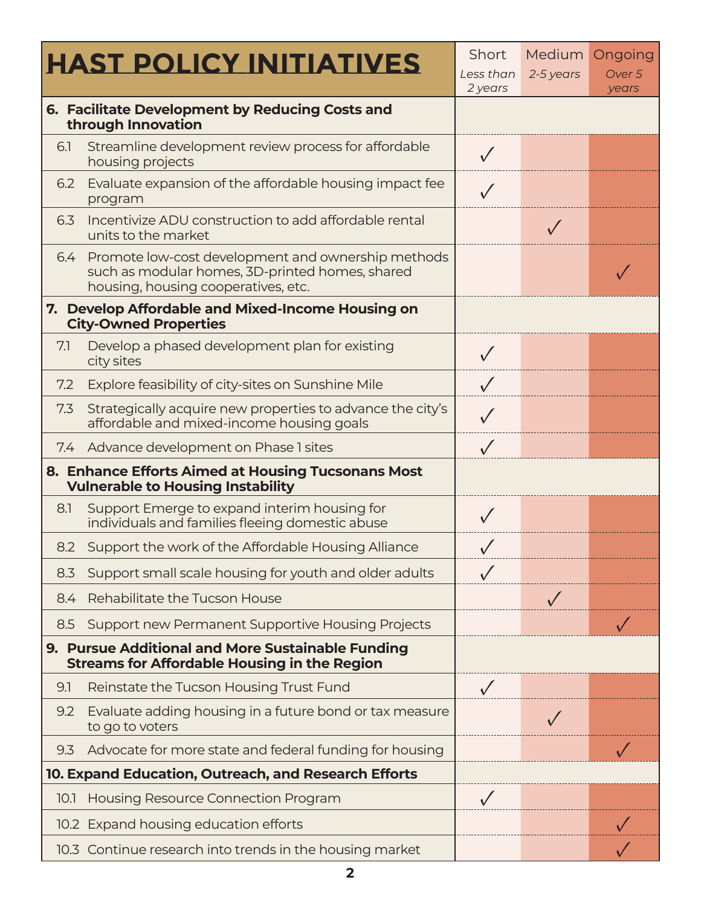| HAST POLICY INITIATIVES | Short<br>*Less than 2 years* | Medium<br>*2-5 years* | Ongoing<br>*Over 5 years* |
|---|---|---|---|
| **6. Facilitate Development by Reducing Costs and through Innovation** | | | |
| 6.1 Streamline development review process for affordable housing projects | ✓ | | |
| 6.2 Evaluate expansion of the affordable housing impact fee program | ✓ | | |
| 6.3 Incentivize ADU construction to add affordable rental units to the market | | ✓ | |
| 6.4 Promote low-cost development and ownership methods such as modular homes, 3D-printed homes, shared housing, housing cooperatives, etc. | | | ✓ |
| **7. Develop Affordable and Mixed-Income Housing on City-Owned Properties** | | | |
| 7.1 Develop a phased development plan for existing city sites | ✓ | | |
| 7.2 Explore feasibility of city-sites on Sunshine Mile | ✓ | | |
| 7.3 Strategically acquire new properties to advance the city's affordable and mixed-income housing goals | ✓ | | |
| 7.4 Advance development on Phase 1 sites | ✓ | | |
| **8. Enhance Efforts Aimed at Housing Tucsonans Most Vulnerable to Housing Instability** | | | |
| 8.1 Support Emerge to expand interim housing for individuals and families fleeing domestic abuse | ✓ | | |
| 8.2 Support the work of the Affordable Housing Alliance | ✓ | | |
| 8.3 Support small scale housing for youth and older adults | ✓ | | |
| 8.4 Rehabilitate the Tucson House | | ✓ | |
| 8.5 Support new Permanent Supportive Housing Projects | | | ✓ |
| **9. Pursue Additional and More Sustainable Funding Streams for Affordable Housing in the Region** | | | |
| 9.1 Reinstate the Tucson Housing Trust Fund | ✓ | | |
| 9.2 Evaluate adding housing in a future bond or tax measure to go to voters | | ✓ | |
| 9.3 Advocate for more state and federal funding for housing | | | ✓ |
| **10. Expand Education, Outreach, and Research Efforts** | | | |
| 10.1 Housing Resource Connection Program | ✓ | | |
| 10.2 Expand housing education efforts | | | ✓ |
| 10.3 Continue research into trends in the housing market | | | ✓ |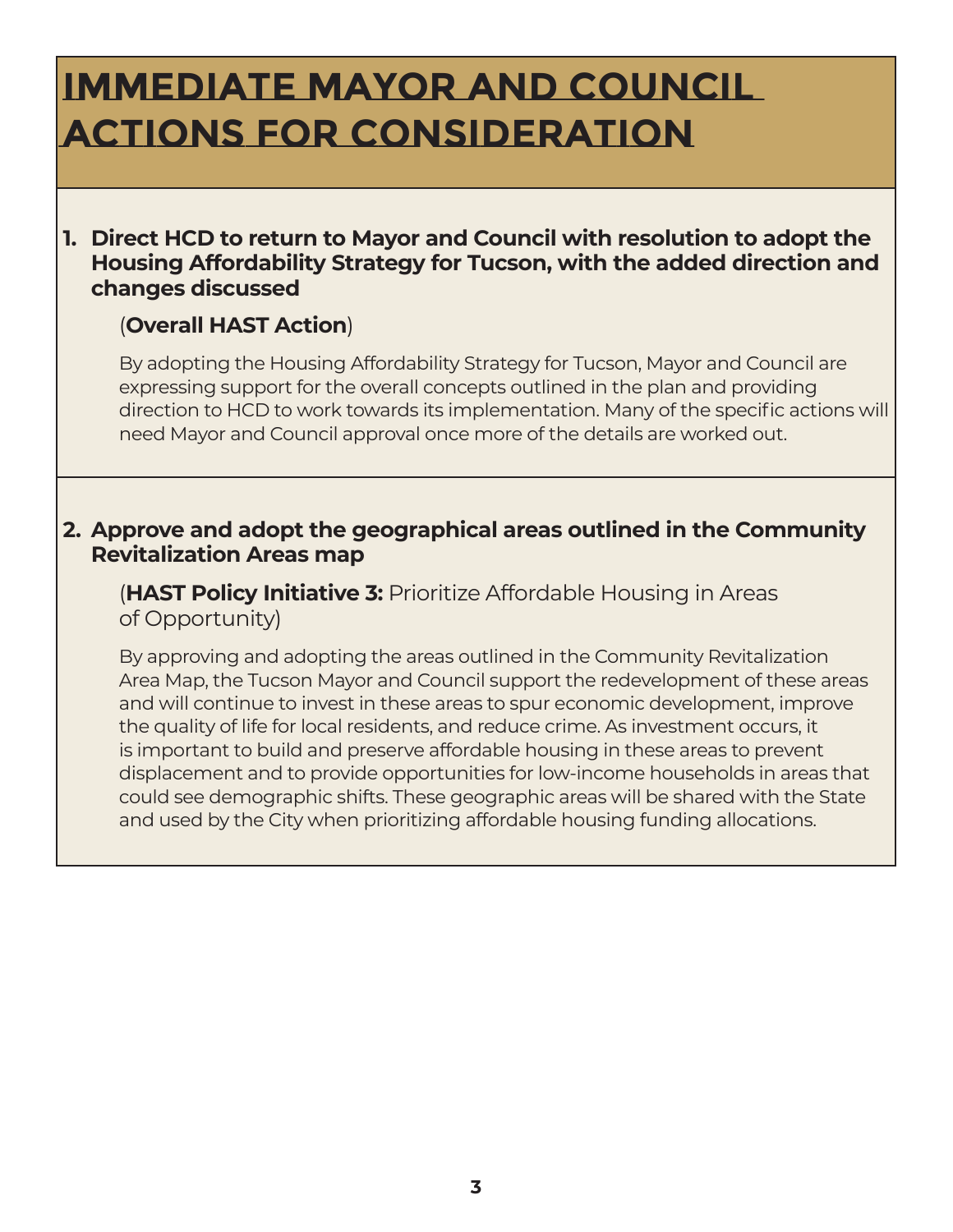# IMMEDIATE MAYOR AND COUNCIL ACTIONS FOR CONSIDERATION

**1. Direct HCD to return to Mayor and Council with resolution to adopt the Housing Affordability Strategy for Tucson, with the added direction and changes discussed**

(**Overall HAST Action**)

By adopting the Housing Affordability Strategy for Tucson, Mayor and Council are expressing support for the overall concepts outlined in the plan and providing direction to HCD to work towards its implementation. Many of the specific actions will need Mayor and Council approval once more of the details are worked out.

**2. Approve and adopt the geographical areas outlined in the Community Revitalization Areas map**

(**HAST Policy Initiative 3:** Prioritize Affordable Housing in Areas of Opportunity)

By approving and adopting the areas outlined in the Community Revitalization Area Map, the Tucson Mayor and Council support the redevelopment of these areas and will continue to invest in these areas to spur economic development, improve the quality of life for local residents, and reduce crime. As investment occurs, it is important to build and preserve affordable housing in these areas to prevent displacement and to provide opportunities for low-income households in areas that could see demographic shifts. These geographic areas will be shared with the State and used by the City when prioritizing affordable housing funding allocations.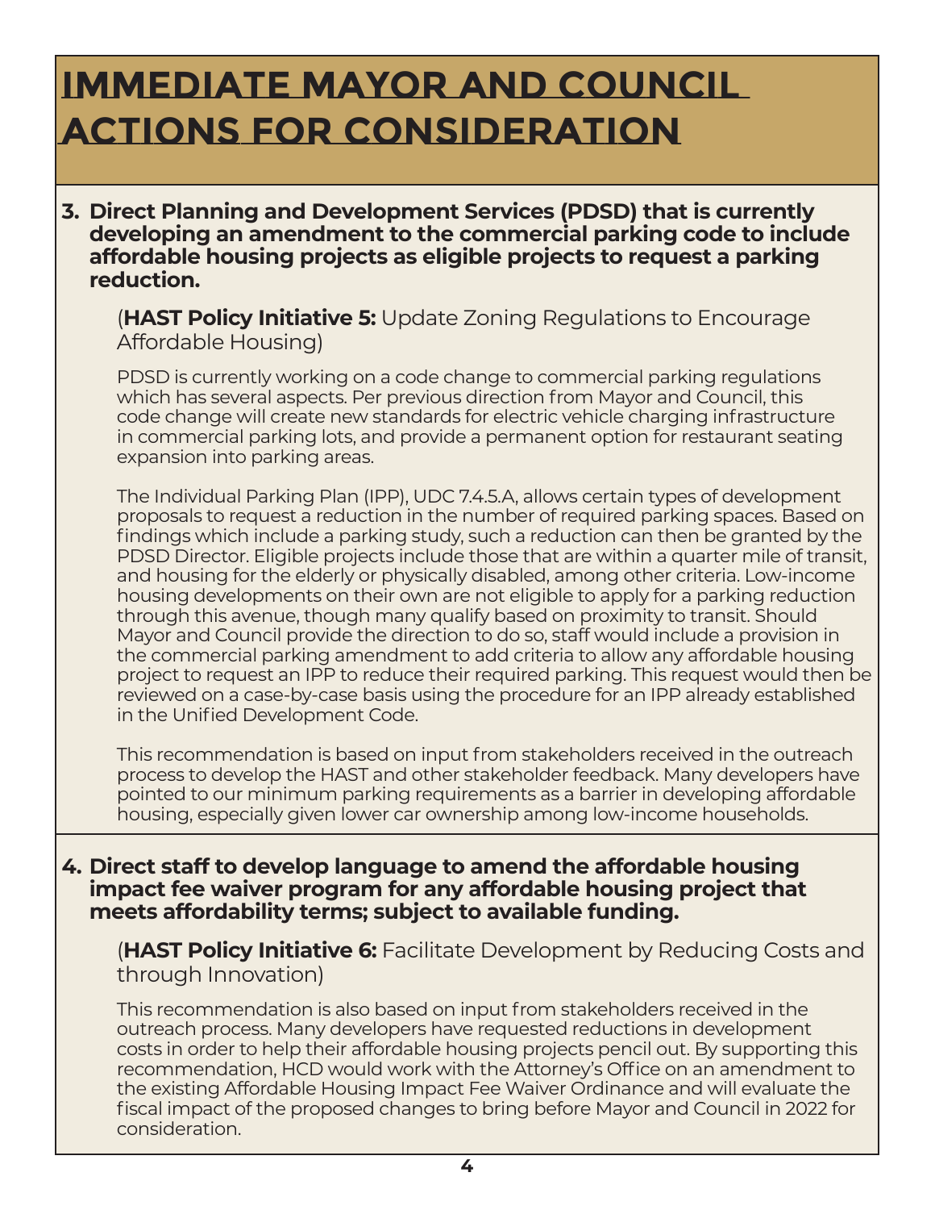# IMMEDIATE MAYOR AND COUNCIL ACTIONS FOR CONSIDERATION

**3. Direct Planning and Development Services (PDSD) that is currently developing an amendment to the commercial parking code to include affordable housing projects as eligible projects to request a parking reduction.**

(**HAST Policy Initiative 5:** Update Zoning Regulations to Encourage Affordable Housing)

PDSD is currently working on a code change to commercial parking regulations which has several aspects. Per previous direction from Mayor and Council, this code change will create new standards for electric vehicle charging infrastructure in commercial parking lots, and provide a permanent option for restaurant seating expansion into parking areas.

The Individual Parking Plan (IPP), UDC 7.4.5.A, allows certain types of development proposals to request a reduction in the number of required parking spaces. Based on findings which include a parking study, such a reduction can then be granted by the PDSD Director. Eligible projects include those that are within a quarter mile of transit, and housing for the elderly or physically disabled, among other criteria. Low-income housing developments on their own are not eligible to apply for a parking reduction through this avenue, though many qualify based on proximity to transit. Should Mayor and Council provide the direction to do so, staff would include a provision in the commercial parking amendment to add criteria to allow any affordable housing project to request an IPP to reduce their required parking. This request would then be reviewed on a case-by-case basis using the procedure for an IPP already established in the Unified Development Code.

This recommendation is based on input from stakeholders received in the outreach process to develop the HAST and other stakeholder feedback. Many developers have pointed to our minimum parking requirements as a barrier in developing affordable housing, especially given lower car ownership among low-income households.

**4. Direct staff to develop language to amend the affordable housing impact fee waiver program for any affordable housing project that meets affordability terms; subject to available funding.**

(**HAST Policy Initiative 6:** Facilitate Development by Reducing Costs and through Innovation)

This recommendation is also based on input from stakeholders received in the outreach process. Many developers have requested reductions in development costs in order to help their affordable housing projects pencil out. By supporting this recommendation, HCD would work with the Attorney's Office on an amendment to the existing Affordable Housing Impact Fee Waiver Ordinance and will evaluate the fiscal impact of the proposed changes to bring before Mayor and Council in 2022 for consideration.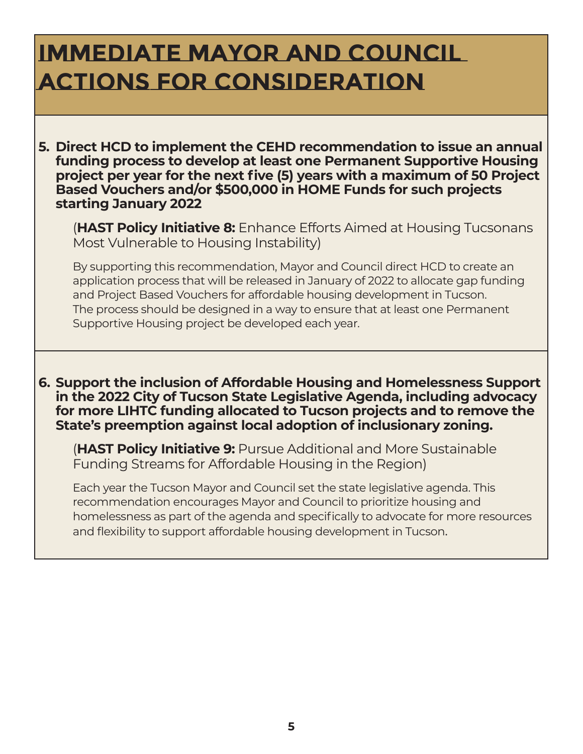# IMMEDIATE MAYOR AND COUNCIL ACTIONS FOR CONSIDERATION

**5. Direct HCD to implement the CEHD recommendation to issue an annual funding process to develop at least one Permanent Supportive Housing project per year for the next five (5) years with a maximum of 50 Project Based Vouchers and/or $500,000 in HOME Funds for such projects starting January 2022**

(**HAST Policy Initiative 8:** Enhance Efforts Aimed at Housing Tucsonans Most Vulnerable to Housing Instability)

By supporting this recommendation, Mayor and Council direct HCD to create an application process that will be released in January of 2022 to allocate gap funding and Project Based Vouchers for affordable housing development in Tucson. The process should be designed in a way to ensure that at least one Permanent Supportive Housing project be developed each year.

**6. Support the inclusion of Affordable Housing and Homelessness Support in the 2022 City of Tucson State Legislative Agenda, including advocacy for more LIHTC funding allocated to Tucson projects and to remove the State's preemption against local adoption of inclusionary zoning.**

(**HAST Policy Initiative 9:** Pursue Additional and More Sustainable Funding Streams for Affordable Housing in the Region)

Each year the Tucson Mayor and Council set the state legislative agenda. This recommendation encourages Mayor and Council to prioritize housing and homelessness as part of the agenda and specifically to advocate for more resources and flexibility to support affordable housing development in Tucson.